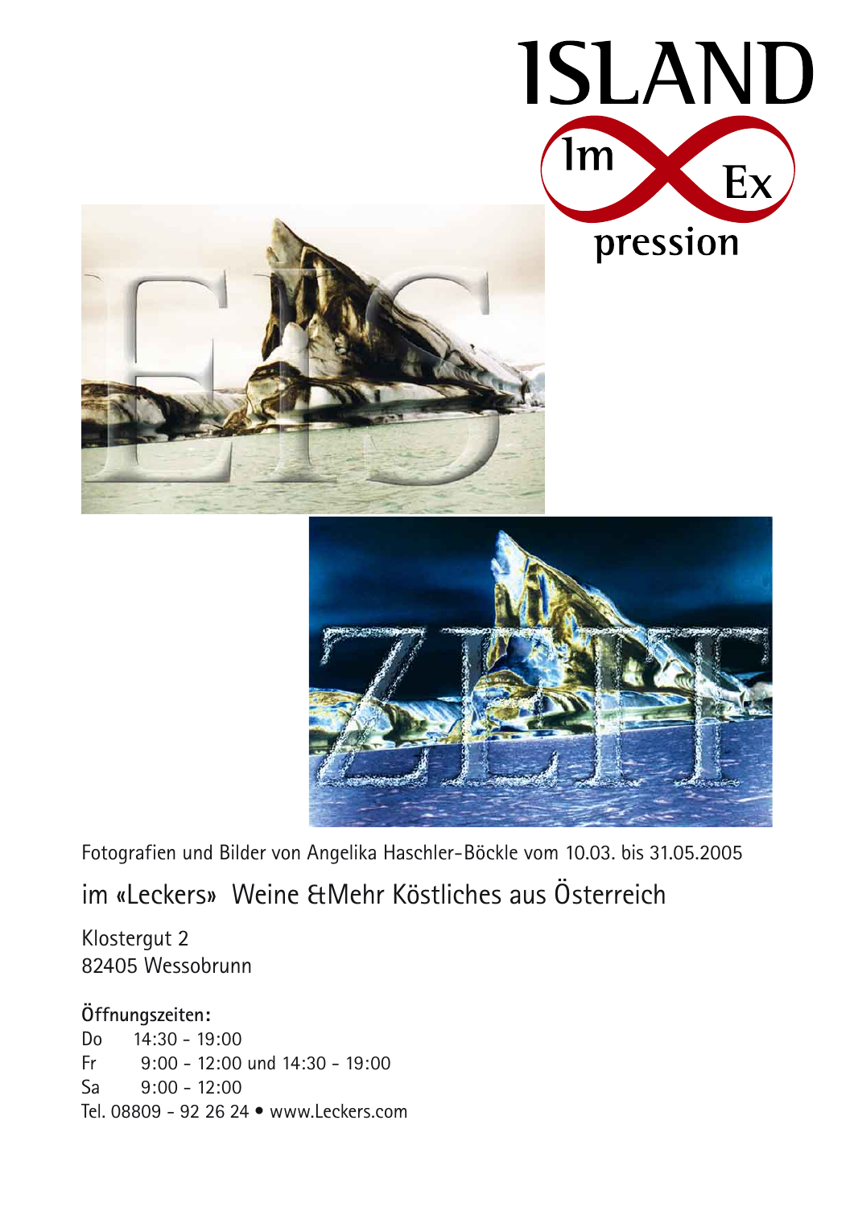# ISLAND

Im Ex pression

Fotografien und Bilder von Angelika Haschler-Böckle vom 10.03. bis 31.05.2005

im «Leckers» Weine &Mehr Köstliches aus Österreich

Klostergut 2
82405 Wessobrunn

**Öffnungszeiten:**

Do 14:30 - 19:00
Fr 9:00 - 12:00 und 14:30 - 19:00
Sa 9:00 - 12:00
Tel. 08809 - 92 26 24 • www.Leckers.com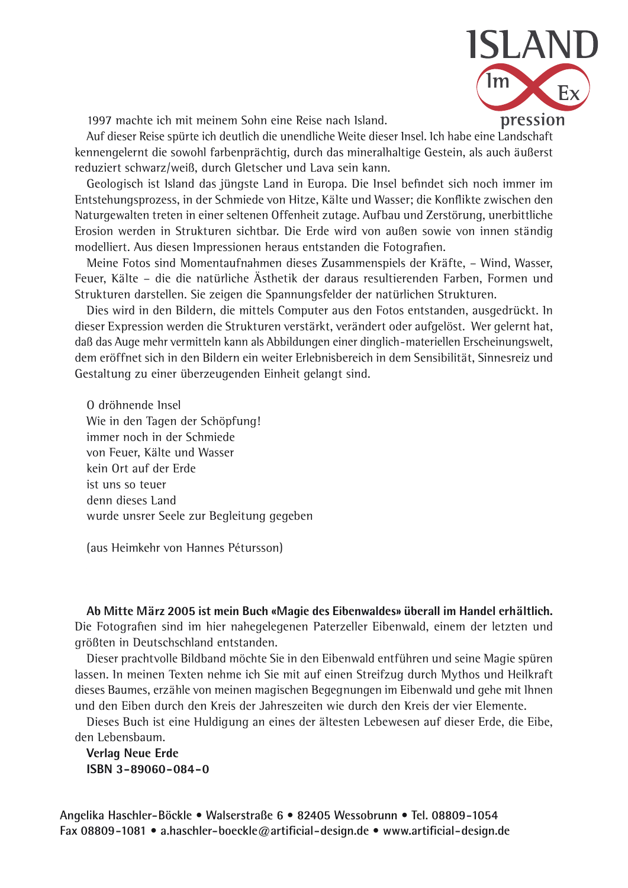# ISLAND Im Ex pression

1997 machte ich mit meinem Sohn eine Reise nach Island.

Auf dieser Reise spürte ich deutlich die unendliche Weite dieser Insel. Ich habe eine Landschaft kennengelernt die sowohl farbenprächtig, durch das mineralhaltige Gestein, als auch äußerst reduziert schwarz/weiß, durch Gletscher und Lava sein kann.

Geologisch ist Island das jüngste Land in Europa. Die Insel befindet sich noch immer im Entstehungsprozess, in der Schmiede von Hitze, Kälte und Wasser; die Konflikte zwischen den Naturgewalten treten in einer seltenen Offenheit zutage. Aufbau und Zerstörung, unerbittliche Erosion werden in Strukturen sichtbar. Die Erde wird von außen sowie von innen ständig modelliert. Aus diesen Impressionen heraus entstanden die Fotografien.

Meine Fotos sind Momentaufnahmen dieses Zusammenspiels der Kräfte, – Wind, Wasser, Feuer, Kälte – die die natürliche Ästhetik der daraus resultierenden Farben, Formen und Strukturen darstellen. Sie zeigen die Spannungsfelder der natürlichen Strukturen.

Dies wird in den Bildern, die mittels Computer aus den Fotos entstanden, ausgedrückt. In dieser Expression werden die Strukturen verstärkt, verändert oder aufgelöst. Wer gelernt hat, daß das Auge mehr vermitteln kann als Abbildungen einer dinglich-materiellen Erscheinungswelt, dem eröffnet sich in den Bildern ein weiter Erlebnisbereich in dem Sensibilität, Sinnesreiz und Gestaltung zu einer überzeugenden Einheit gelangt sind.

O dröhnende Insel
Wie in den Tagen der Schöpfung!
immer noch in der Schmiede
von Feuer, Kälte und Wasser
kein Ort auf der Erde
ist uns so teuer
denn dieses Land
wurde unsrer Seele zur Begleitung gegeben

(aus Heimkehr von Hannes Pétursson)

**Ab Mitte März 2005 ist mein Buch «Magie des Eibenwaldes» überall im Handel erhältlich.** Die Fotografien sind im hier nahegelegenen Paterzeller Eibenwald, einem der letzten und größten in Deutschschland entstanden.

Dieser prachtvolle Bildband möchte Sie in den Eibenwald entführen und seine Magie spüren lassen. In meinen Texten nehme ich Sie mit auf einen Streifzug durch Mythos und Heilkraft dieses Baumes, erzähle von meinen magischen Begegnungen im Eibenwald und gehe mit Ihnen und den Eiben durch den Kreis der Jahreszeiten wie durch den Kreis der vier Elemente.

Dieses Buch ist eine Huldigung an eines der ältesten Lebewesen auf dieser Erde, die Eibe, den Lebensbaum.

**Verlag Neue Erde**
**ISBN 3-89060-084-0**

**Angelika Haschler-Böckle • Walserstraße 6 • 82405 Wessobrunn • Tel. 08809-1054**
**Fax 08809-1081 • a.haschler-boeckle@artificial-design.de • www.artificial-design.de**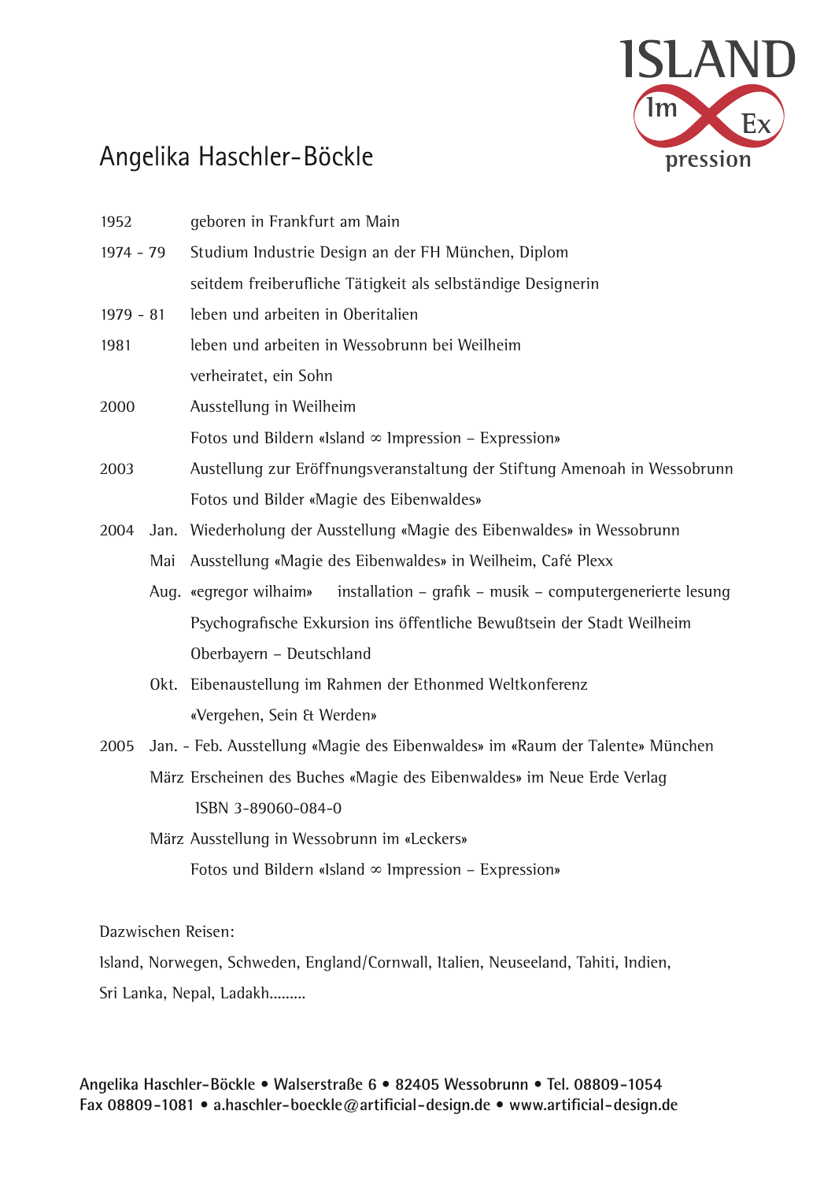ISLAND

Im Ex pression

# Angelika Haschler-Böckle

| | | |
|---|---|---|
| 1952 | | geboren in Frankfurt am Main |
| 1974 - 79 | | Studium Industrie Design an der FH München, Diplom |
| | | seitdem freiberufliche Tätigkeit als selbständige Designerin |
| 1979 - 81 | | leben und arbeiten in Oberitalien |
| 1981 | | leben und arbeiten in Wessobrunn bei Weilheim |
| | | verheiratet, ein Sohn |
| 2000 | | Ausstellung in Weilheim |
| | | Fotos und Bildern «Island ∞ Impression – Expression» |
| 2003 | | Austellung zur Eröffnungsveranstaltung der Stiftung Amenoah in Wessobrunn |
| | | Fotos und Bilder «Magie des Eibenwaldes» |
| 2004 | Jan. | Wiederholung der Ausstellung «Magie des Eibenwaldes» in Wessobrunn |
| | Mai | Ausstellung «Magie des Eibenwaldes» in Weilheim, Café Plexx |
| | Aug. | «egregor wilhaim» installation – grafik – musik – computergenerierte lesung |
| | | Psychografische Exkursion ins öffentliche Bewußtsein der Stadt Weilheim |
| | | Oberbayern – Deutschland |
| | Okt. | Eibenaustellung im Rahmen der Ethonmed Weltkonferenz |
| | | «Vergehen, Sein & Werden» |
| 2005 | Jan. - Feb. | Ausstellung «Magie des Eibenwaldes» im «Raum der Talente» München |
| | März | Erscheinen des Buches «Magie des Eibenwaldes» im Neue Erde Verlag |
| | | ISBN 3-89060-084-0 |
| | März | Ausstellung in Wessobrunn im «Leckers» |
| | | Fotos und Bildern «Island ∞ Impression – Expression» |

Dazwischen Reisen:

Island, Norwegen, Schweden, England/Cornwall, Italien, Neuseeland, Tahiti, Indien, Sri Lanka, Nepal, Ladakh.........

**Angelika Haschler-Böckle • Walserstraße 6 • 82405 Wessobrunn • Tel. 08809-1054**
**Fax 08809-1081 • a.haschler-boeckle@artificial-design.de • www.artificial-design.de**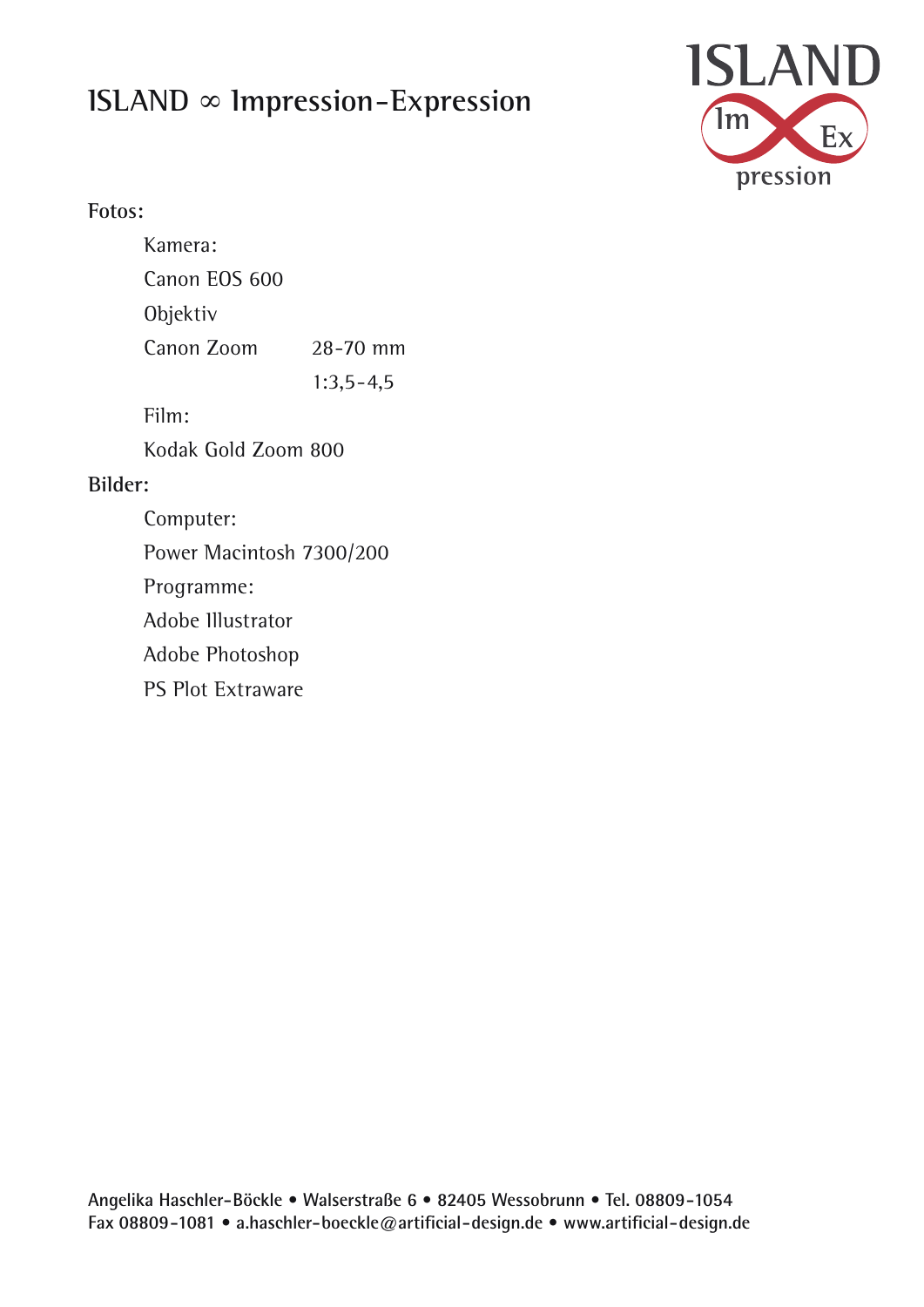# ISLAND ∞ Impression-Expression

**Fotos:**

Kamera:

Canon EOS 600

Objektiv

Canon Zoom 28-70 mm

1:3,5-4,5

Film:

Kodak Gold Zoom 800

**Bilder:**

Computer:

Power Macintosh 7300/200

Programme:

Adobe Illustrator

Adobe Photoshop

PS Plot Extraware

**Angelika Haschler-Böckle • Walserstraße 6 • 82405 Wessobrunn • Tel. 08809-1054**
**Fax 08809-1081 • a.haschler-boeckle@artificial-design.de • www.artificial-design.de**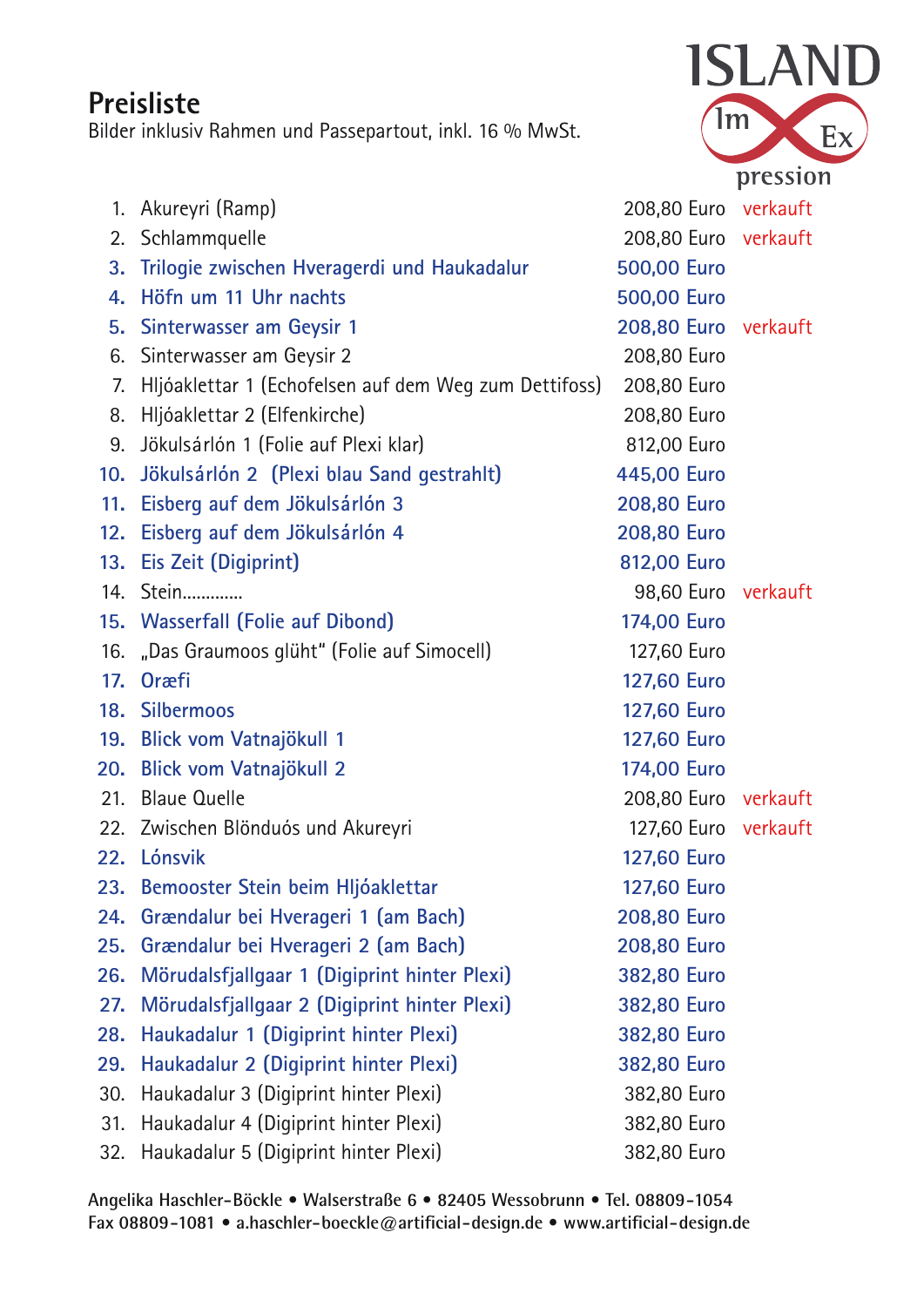# Preisliste

Bilder inklusiv Rahmen und Passepartout, inkl. 16 % MwSt.

ISLAND Im Ex pression

| Nr. | Titel | Preis | |
|---|---|---|---|
| 1. | Akureyri (Ramp) | 208,80 Euro | verkauft |
| 2. | Schlammquelle | 208,80 Euro | verkauft |
| 3. | Trilogie zwischen Hveragerdi und Haukadalur | 500,00 Euro | |
| 4. | Höfn um 11 Uhr nachts | 500,00 Euro | |
| 5. | Sinterwasser am Geysir 1 | 208,80 Euro | verkauft |
| 6. | Sinterwasser am Geysir 2 | 208,80 Euro | |
| 7. | Hljóaklettar 1 (Echofelsen auf dem Weg zum Dettifoss) | 208,80 Euro | |
| 8. | Hljóaklettar 2 (Elfenkirche) | 208,80 Euro | |
| 9. | Jökulsárlón 1 (Folie auf Plexi klar) | 812,00 Euro | |
| 10. | Jökulsárlón 2 (Plexi blau Sand gestrahlt) | 445,00 Euro | |
| 11. | Eisberg auf dem Jökulsárlón 3 | 208,80 Euro | |
| 12. | Eisberg auf dem Jökulsárlón 4 | 208,80 Euro | |
| 13. | Eis Zeit (Digiprint) | 812,00 Euro | |
| 14. | Stein............ | 98,60 Euro | verkauft |
| 15. | Wasserfall (Folie auf Dibond) | 174,00 Euro | |
| 16. | „Das Graumoos glüht" (Folie auf Simocell) | 127,60 Euro | |
| 17. | Oræfi | 127,60 Euro | |
| 18. | Silbermoos | 127,60 Euro | |
| 19. | Blick vom Vatnajökull 1 | 127,60 Euro | |
| 20. | Blick vom Vatnajökull 2 | 174,00 Euro | |
| 21. | Blaue Quelle | 208,80 Euro | verkauft |
| 22. | Zwischen Blönduós und Akureyri | 127,60 Euro | verkauft |
| 22. | Lónsvik | 127,60 Euro | |
| 23. | Bemooster Stein beim Hljóaklettar | 127,60 Euro | |
| 24. | Grændalur bei Hverageri 1 (am Bach) | 208,80 Euro | |
| 25. | Grændalur bei Hverageri 2 (am Bach) | 208,80 Euro | |
| 26. | Mörudalsfjallgaar 1 (Digiprint hinter Plexi) | 382,80 Euro | |
| 27. | Mörudalsfjallgaar 2 (Digiprint hinter Plexi) | 382,80 Euro | |
| 28. | Haukadalur 1 (Digiprint hinter Plexi) | 382,80 Euro | |
| 29. | Haukadalur 2 (Digiprint hinter Plexi) | 382,80 Euro | |
| 30. | Haukadalur 3 (Digiprint hinter Plexi) | 382,80 Euro | |
| 31. | Haukadalur 4 (Digiprint hinter Plexi) | 382,80 Euro | |
| 32. | Haukadalur 5 (Digiprint hinter Plexi) | 382,80 Euro | |

**Angelika Haschler-Böckle • Walserstraße 6 • 82405 Wessobrunn • Tel. 08809-1054**
**Fax 08809-1081 • a.haschler-boeckle@artificial-design.de • www.artificial-design.de**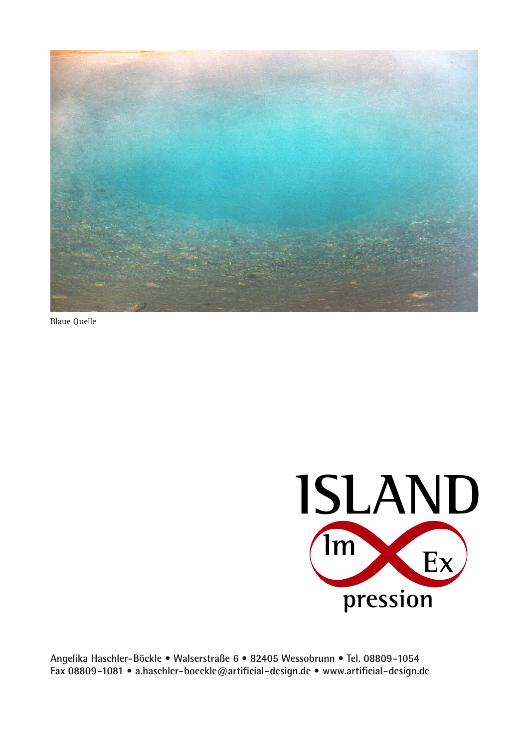Blaue Quelle

ISLAND

Im Ex

pression

**Angelika Haschler-Böckle • Walserstraße 6 • 82405 Wessobrunn • Tel. 08809-1054**
**Fax 08809-1081 • a.haschler-boeckle@artificial-design.de • www.artificial-design.de**